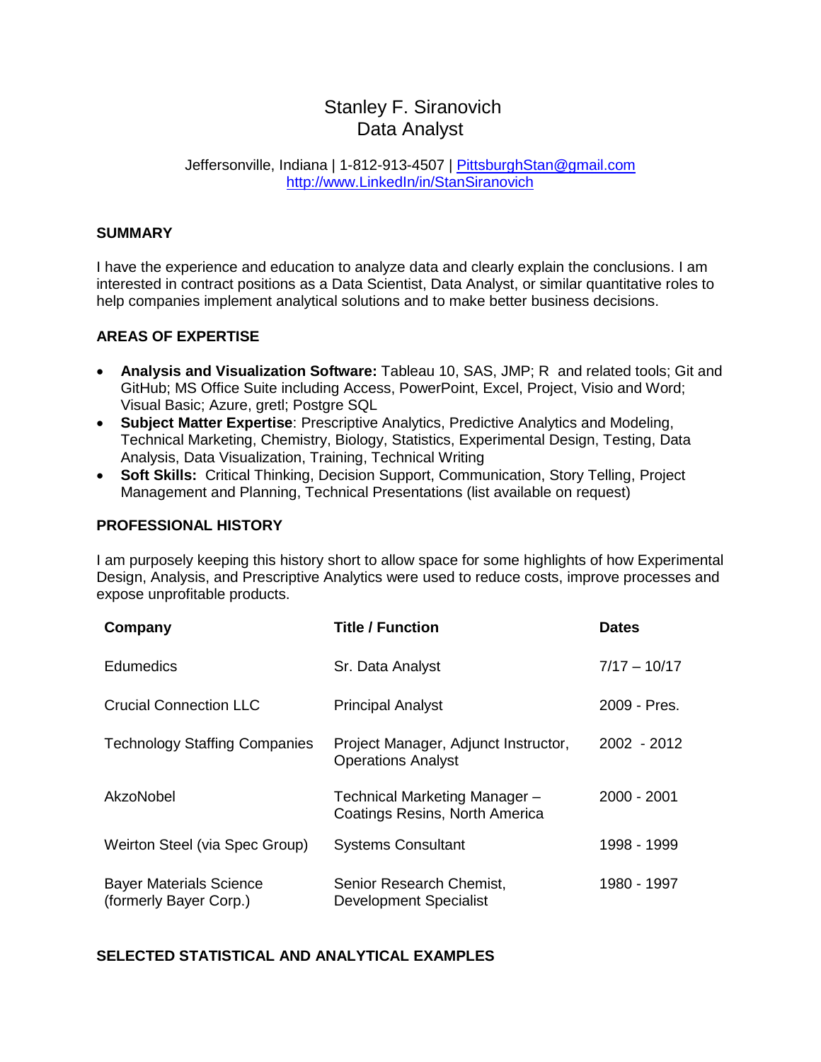# Stanley F. Siranovich
## Data Analyst

Jeffersonville, Indiana | 1-812-913-4507 | PittsburghStan@gmail.com
http://www.LinkedIn/in/StanSiranovich

### SUMMARY

I have the experience and education to analyze data and clearly explain the conclusions. I am interested in contract positions as a Data Scientist, Data Analyst, or similar quantitative roles to help companies implement analytical solutions and to make better business decisions.

### AREAS OF EXPERTISE

- **Analysis and Visualization Software:** Tableau 10, SAS, JMP; R and related tools; Git and GitHub; MS Office Suite including Access, PowerPoint, Excel, Project, Visio and Word; Visual Basic; Azure, gretl; Postgre SQL
- **Subject Matter Expertise**: Prescriptive Analytics, Predictive Analytics and Modeling, Technical Marketing, Chemistry, Biology, Statistics, Experimental Design, Testing, Data Analysis, Data Visualization, Training, Technical Writing
- **Soft Skills:** Critical Thinking, Decision Support, Communication, Story Telling, Project Management and Planning, Technical Presentations (list available on request)

### PROFESSIONAL HISTORY

I am purposely keeping this history short to allow space for some highlights of how Experimental Design, Analysis, and Prescriptive Analytics were used to reduce costs, improve processes and expose unprofitable products.

| Company | Title / Function | Dates |
|---|---|---|
| Edumedics | Sr. Data Analyst | 7/17 – 10/17 |
| Crucial Connection LLC | Principal Analyst | 2009 - Pres. |
| Technology Staffing Companies | Project Manager, Adjunct Instructor, Operations Analyst | 2002 - 2012 |
| AkzoNobel | Technical Marketing Manager – Coatings Resins, North America | 2000 - 2001 |
| Weirton Steel (via Spec Group) | Systems Consultant | 1998 - 1999 |
| Bayer Materials Science (formerly Bayer Corp.) | Senior Research Chemist, Development Specialist | 1980 - 1997 |

### SELECTED STATISTICAL AND ANALYTICAL EXAMPLES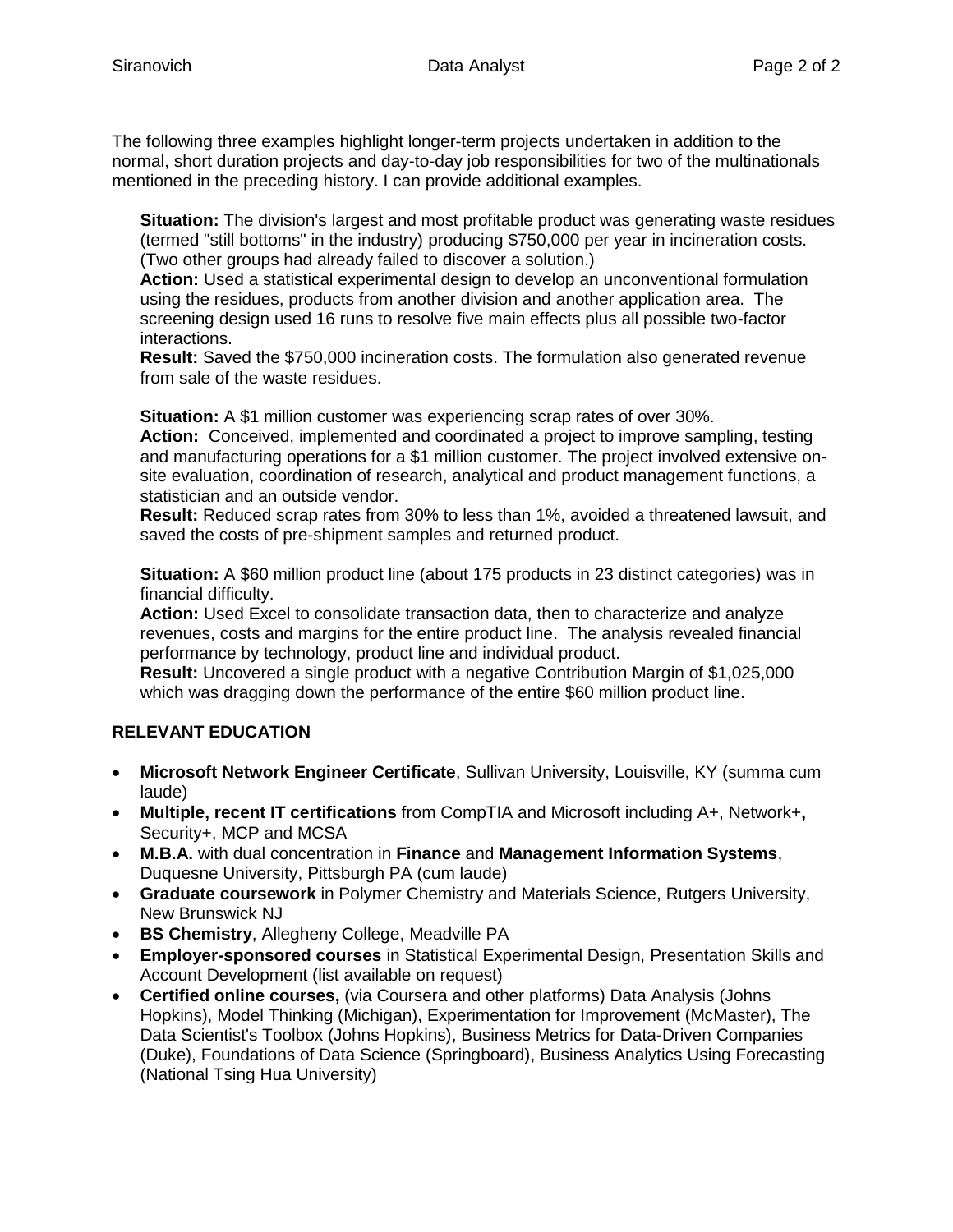The following three examples highlight longer-term projects undertaken in addition to the normal, short duration projects and day-to-day job responsibilities for two of the multinationals mentioned in the preceding history. I can provide additional examples.

**Situation:** The division's largest and most profitable product was generating waste residues (termed "still bottoms" in the industry) producing $750,000 per year in incineration costs. (Two other groups had already failed to discover a solution.)
**Action:** Used a statistical experimental design to develop an unconventional formulation using the residues, products from another division and another application area. The screening design used 16 runs to resolve five main effects plus all possible two-factor interactions.
**Result:** Saved the $750,000 incineration costs. The formulation also generated revenue from sale of the waste residues.

**Situation:** A $1 million customer was experiencing scrap rates of over 30%.
**Action:** Conceived, implemented and coordinated a project to improve sampling, testing and manufacturing operations for a $1 million customer. The project involved extensive on-site evaluation, coordination of research, analytical and product management functions, a statistician and an outside vendor.
**Result:** Reduced scrap rates from 30% to less than 1%, avoided a threatened lawsuit, and saved the costs of pre-shipment samples and returned product.

**Situation:** A $60 million product line (about 175 products in 23 distinct categories) was in financial difficulty.
**Action:** Used Excel to consolidate transaction data, then to characterize and analyze revenues, costs and margins for the entire product line. The analysis revealed financial performance by technology, product line and individual product.
**Result:** Uncovered a single product with a negative Contribution Margin of $1,025,000 which was dragging down the performance of the entire $60 million product line.

## RELEVANT EDUCATION

- **Microsoft Network Engineer Certificate**, Sullivan University, Louisville, KY (summa cum laude)
- **Multiple, recent IT certifications** from CompTIA and Microsoft including A+, Network+**,** Security+, MCP and MCSA
- **M.B.A.** with dual concentration in **Finance** and **Management Information Systems**, Duquesne University, Pittsburgh PA (cum laude)
- **Graduate coursework** in Polymer Chemistry and Materials Science, Rutgers University, New Brunswick NJ
- **BS Chemistry**, Allegheny College, Meadville PA
- **Employer-sponsored courses** in Statistical Experimental Design, Presentation Skills and Account Development (list available on request)
- **Certified online courses,** (via Coursera and other platforms) Data Analysis (Johns Hopkins), Model Thinking (Michigan), Experimentation for Improvement (McMaster), The Data Scientist's Toolbox (Johns Hopkins), Business Metrics for Data-Driven Companies (Duke), Foundations of Data Science (Springboard), Business Analytics Using Forecasting (National Tsing Hua University)